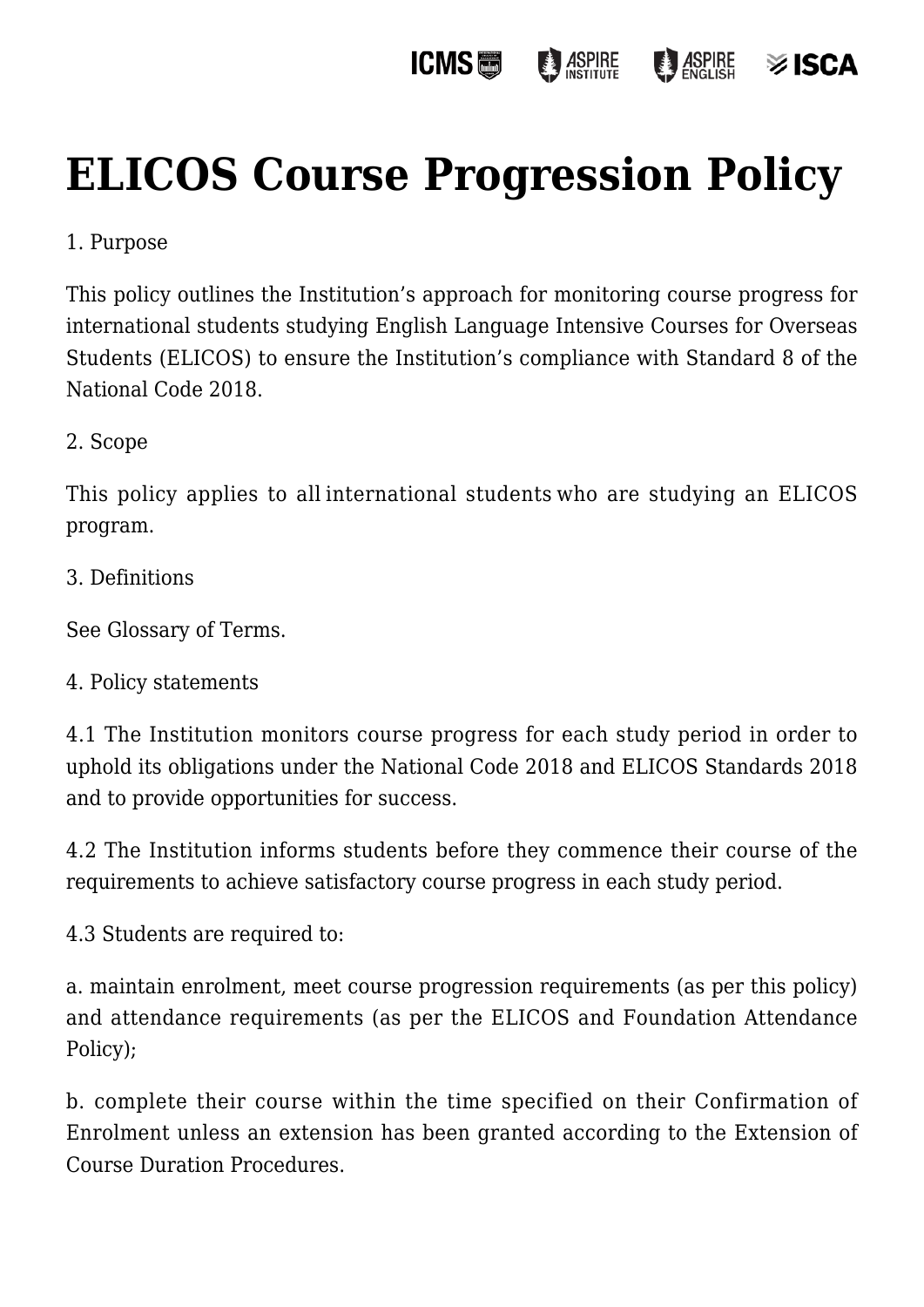# ELICOS Course Progression Policy

1. Purpose

This policy outlines the Institution's approach for monitoring course progress for international students studying English Language Intensive Courses for Overseas Students (ELICOS) to ensure the Institution's compliance with Standard 8 of the National Code 2018.

2. Scope

This policy applies to all international students who are studying an ELICOS program.

3. Definitions

See Glossary of Terms.

4. Policy statements

4.1 The Institution monitors course progress for each study period in order to uphold its obligations under the National Code 2018 and ELICOS Standards 2018 and to provide opportunities for success.

4.2 The Institution informs students before they commence their course of the requirements to achieve satisfactory course progress in each study period.

4.3 Students are required to:

a. maintain enrolment, meet course progression requirements (as per this policy) and attendance requirements (as per the ELICOS and Foundation Attendance Policy);

b. complete their course within the time specified on their Confirmation of Enrolment unless an extension has been granted according to the Extension of Course Duration Procedures.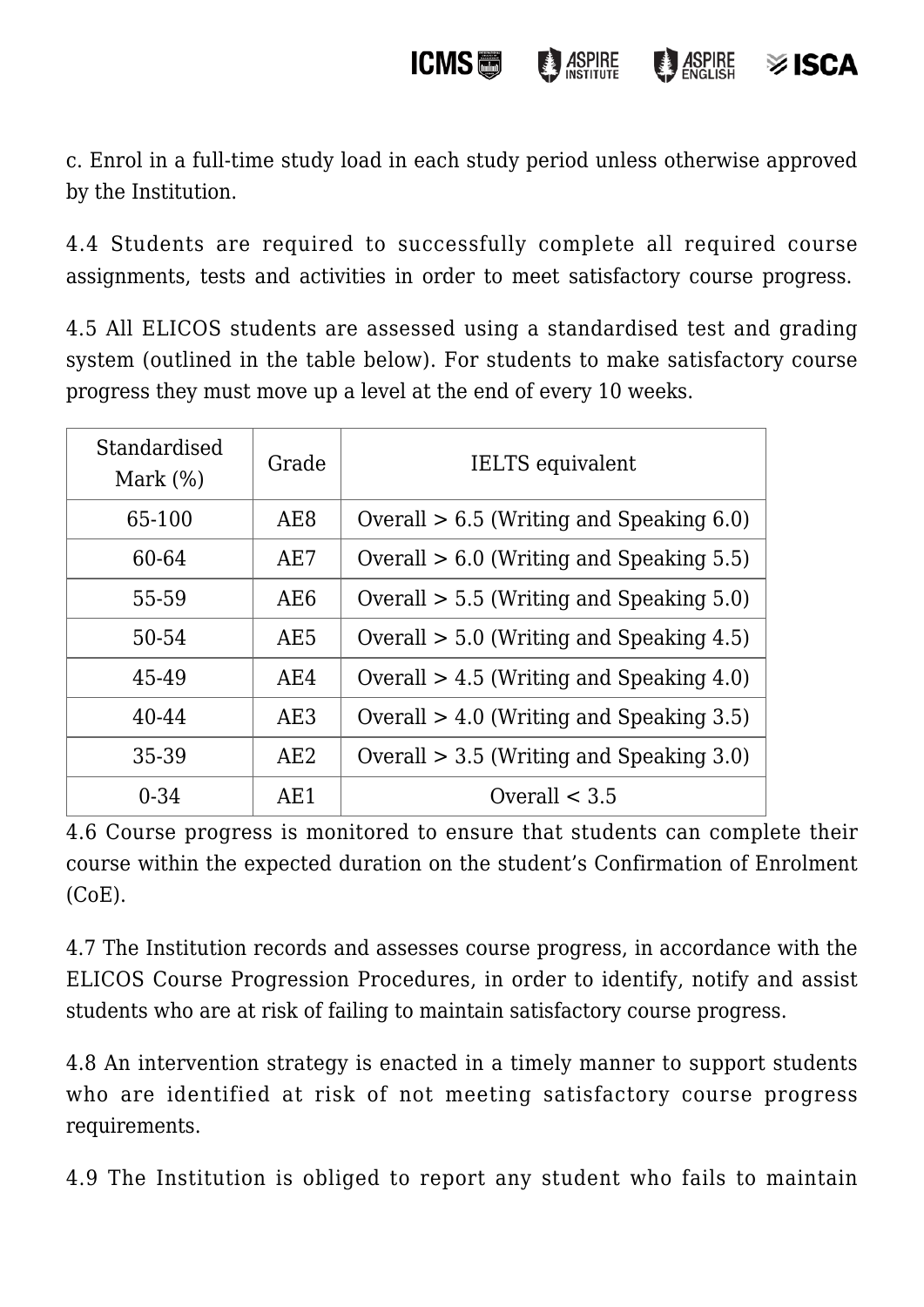c. Enrol in a full-time study load in each study period unless otherwise approved by the Institution.

4.4 Students are required to successfully complete all required course assignments, tests and activities in order to meet satisfactory course progress.

4.5 All ELICOS students are assessed using a standardised test and grading system (outlined in the table below). For students to make satisfactory course progress they must move up a level at the end of every 10 weeks.

| Standardised Mark (%) | Grade | IELTS equivalent |
|---|---|---|
| 65-100 | AE8 | Overall > 6.5 (Writing and Speaking 6.0) |
| 60-64 | AE7 | Overall > 6.0 (Writing and Speaking 5.5) |
| 55-59 | AE6 | Overall > 5.5 (Writing and Speaking 5.0) |
| 50-54 | AE5 | Overall > 5.0 (Writing and Speaking 4.5) |
| 45-49 | AE4 | Overall > 4.5 (Writing and Speaking 4.0) |
| 40-44 | AE3 | Overall > 4.0 (Writing and Speaking 3.5) |
| 35-39 | AE2 | Overall > 3.5 (Writing and Speaking 3.0) |
| 0-34 | AE1 | Overall < 3.5 |

4.6 Course progress is monitored to ensure that students can complete their course within the expected duration on the student's Confirmation of Enrolment (CoE).

4.7 The Institution records and assesses course progress, in accordance with the ELICOS Course Progression Procedures, in order to identify, notify and assist students who are at risk of failing to maintain satisfactory course progress.

4.8 An intervention strategy is enacted in a timely manner to support students who are identified at risk of not meeting satisfactory course progress requirements.

4.9 The Institution is obliged to report any student who fails to maintain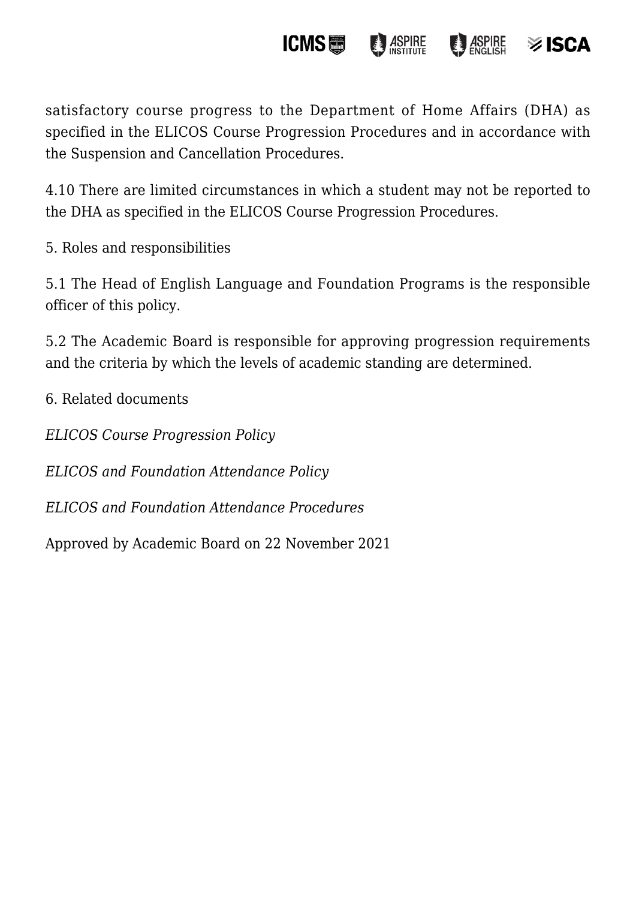satisfactory course progress to the Department of Home Affairs (DHA) as specified in the ELICOS Course Progression Procedures and in accordance with the Suspension and Cancellation Procedures.

4.10 There are limited circumstances in which a student may not be reported to the DHA as specified in the ELICOS Course Progression Procedures.

## 5. Roles and responsibilities

5.1 The Head of English Language and Foundation Programs is the responsible officer of this policy.

5.2 The Academic Board is responsible for approving progression requirements and the criteria by which the levels of academic standing are determined.

## 6. Related documents

*ELICOS Course Progression Policy*

*ELICOS and Foundation Attendance Policy*

*ELICOS and Foundation Attendance Procedures*

Approved by Academic Board on 22 November 2021